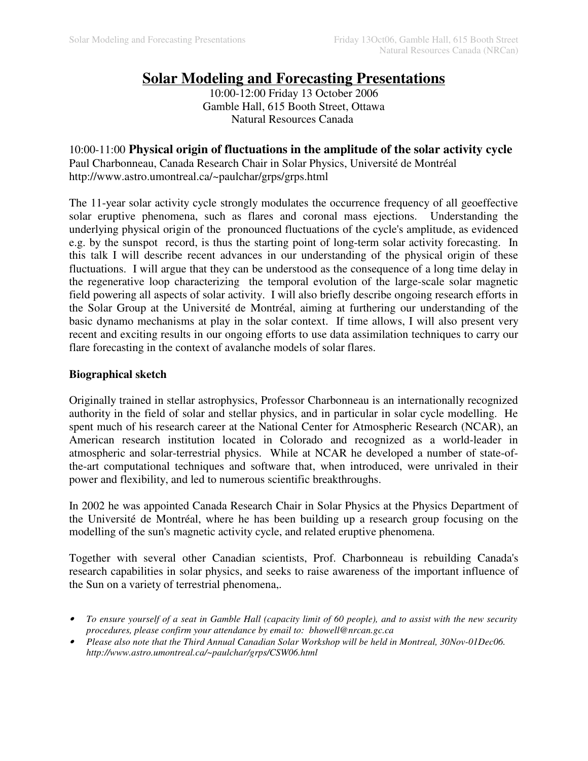# Solar Modeling and Forecasting Presentations

10:00-12:00 Friday 13 October 2006
Gamble Hall, 615 Booth Street, Ottawa
Natural Resources Canada

## 10:00-11:00 **Physical origin of fluctuations in the amplitude of the solar activity cycle**

Paul Charbonneau, Canada Research Chair in Solar Physics, Université de Montréal
http://www.astro.umontreal.ca/~paulchar/grps/grps.html

The 11-year solar activity cycle strongly modulates the occurrence frequency of all geoeffective solar eruptive phenomena, such as flares and coronal mass ejections. Understanding the underlying physical origin of the pronounced fluctuations of the cycle's amplitude, as evidenced e.g. by the sunspot record, is thus the starting point of long-term solar activity forecasting. In this talk I will describe recent advances in our understanding of the physical origin of these fluctuations. I will argue that they can be understood as the consequence of a long time delay in the regenerative loop characterizing the temporal evolution of the large-scale solar magnetic field powering all aspects of solar activity. I will also briefly describe ongoing research efforts in the Solar Group at the Université de Montréal, aiming at furthering our understanding of the basic dynamo mechanisms at play in the solar context. If time allows, I will also present very recent and exciting results in our ongoing efforts to use data assimilation techniques to carry our flare forecasting in the context of avalanche models of solar flares.

### Biographical sketch

Originally trained in stellar astrophysics, Professor Charbonneau is an internationally recognized authority in the field of solar and stellar physics, and in particular in solar cycle modelling. He spent much of his research career at the National Center for Atmospheric Research (NCAR), an American research institution located in Colorado and recognized as a world-leader in atmospheric and solar-terrestrial physics. While at NCAR he developed a number of state-of-the-art computational techniques and software that, when introduced, were unrivaled in their power and flexibility, and led to numerous scientific breakthroughs.

In 2002 he was appointed Canada Research Chair in Solar Physics at the Physics Department of the Université de Montréal, where he has been building up a research group focusing on the modelling of the sun's magnetic activity cycle, and related eruptive phenomena.

Together with several other Canadian scientists, Prof. Charbonneau is rebuilding Canada's research capabilities in solar physics, and seeks to raise awareness of the important influence of the Sun on a variety of terrestrial phenomena,.

- *To ensure yourself of a seat in Gamble Hall (capacity limit of 60 people), and to assist with the new security procedures, please confirm your attendance by email to: bhowell@nrcan.gc.ca*
- *Please also note that the Third Annual Canadian Solar Workshop will be held in Montreal, 30Nov-01Dec06. http://www.astro.umontreal.ca/~paulchar/grps/CSW06.html*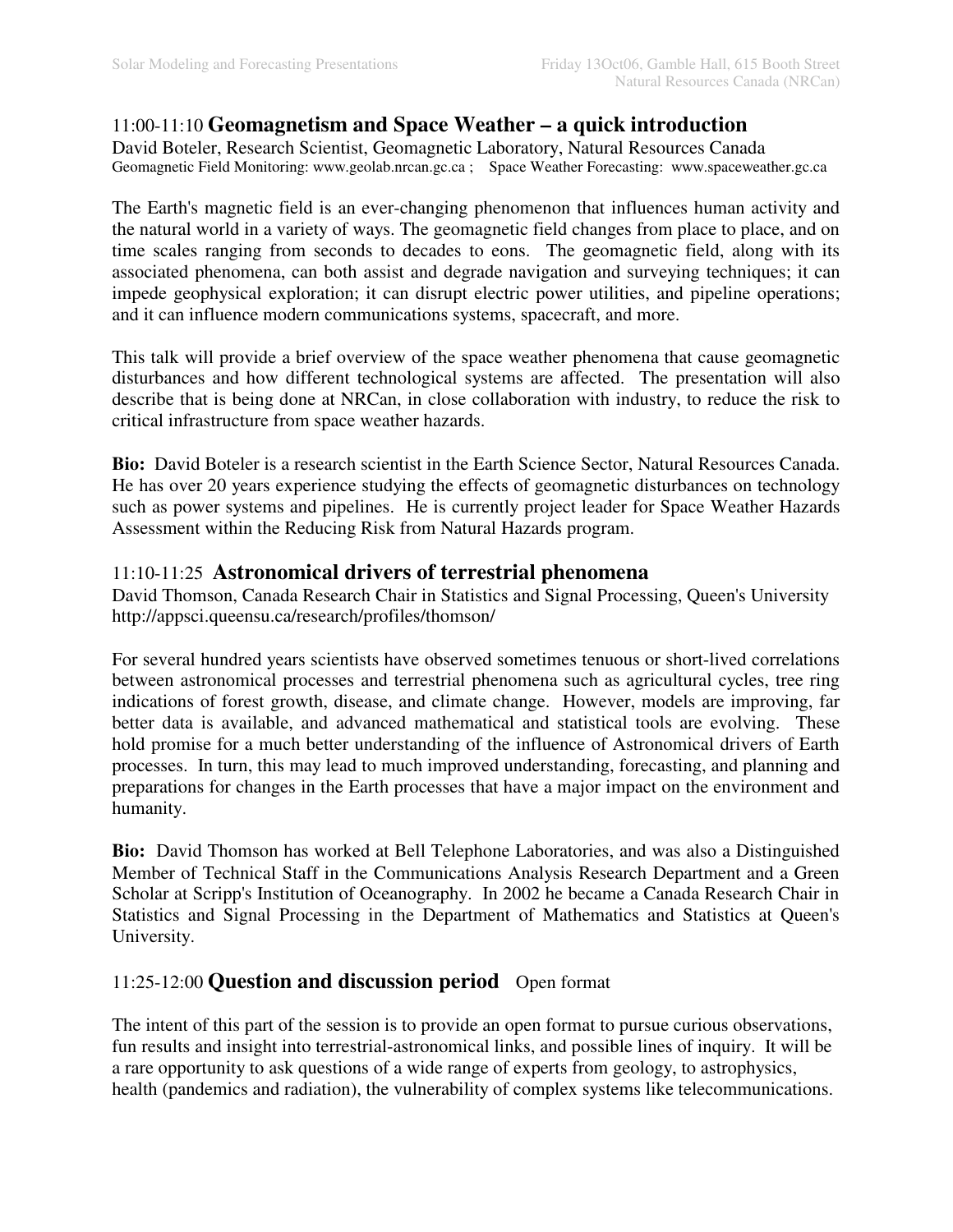## 11:00-11:10 **Geomagnetism and Space Weather – a quick introduction**

David Boteler, Research Scientist, Geomagnetic Laboratory, Natural Resources Canada
Geomagnetic Field Monitoring: www.geolab.nrcan.gc.ca ; Space Weather Forecasting: www.spaceweather.gc.ca

The Earth's magnetic field is an ever-changing phenomenon that influences human activity and the natural world in a variety of ways. The geomagnetic field changes from place to place, and on time scales ranging from seconds to decades to eons. The geomagnetic field, along with its associated phenomena, can both assist and degrade navigation and surveying techniques; it can impede geophysical exploration; it can disrupt electric power utilities, and pipeline operations; and it can influence modern communications systems, spacecraft, and more.

This talk will provide a brief overview of the space weather phenomena that cause geomagnetic disturbances and how different technological systems are affected. The presentation will also describe that is being done at NRCan, in close collaboration with industry, to reduce the risk to critical infrastructure from space weather hazards.

**Bio:** David Boteler is a research scientist in the Earth Science Sector, Natural Resources Canada. He has over 20 years experience studying the effects of geomagnetic disturbances on technology such as power systems and pipelines. He is currently project leader for Space Weather Hazards Assessment within the Reducing Risk from Natural Hazards program.

## 11:10-11:25 **Astronomical drivers of terrestrial phenomena**

David Thomson, Canada Research Chair in Statistics and Signal Processing, Queen's University
http://appsci.queensu.ca/research/profiles/thomson/

For several hundred years scientists have observed sometimes tenuous or short-lived correlations between astronomical processes and terrestrial phenomena such as agricultural cycles, tree ring indications of forest growth, disease, and climate change. However, models are improving, far better data is available, and advanced mathematical and statistical tools are evolving. These hold promise for a much better understanding of the influence of Astronomical drivers of Earth processes. In turn, this may lead to much improved understanding, forecasting, and planning and preparations for changes in the Earth processes that have a major impact on the environment and humanity.

**Bio:** David Thomson has worked at Bell Telephone Laboratories, and was also a Distinguished Member of Technical Staff in the Communications Analysis Research Department and a Green Scholar at Scripp's Institution of Oceanography. In 2002 he became a Canada Research Chair in Statistics and Signal Processing in the Department of Mathematics and Statistics at Queen's University.

## 11:25-12:00 **Question and discussion period** Open format

The intent of this part of the session is to provide an open format to pursue curious observations, fun results and insight into terrestrial-astronomical links, and possible lines of inquiry. It will be a rare opportunity to ask questions of a wide range of experts from geology, to astrophysics, health (pandemics and radiation), the vulnerability of complex systems like telecommunications.